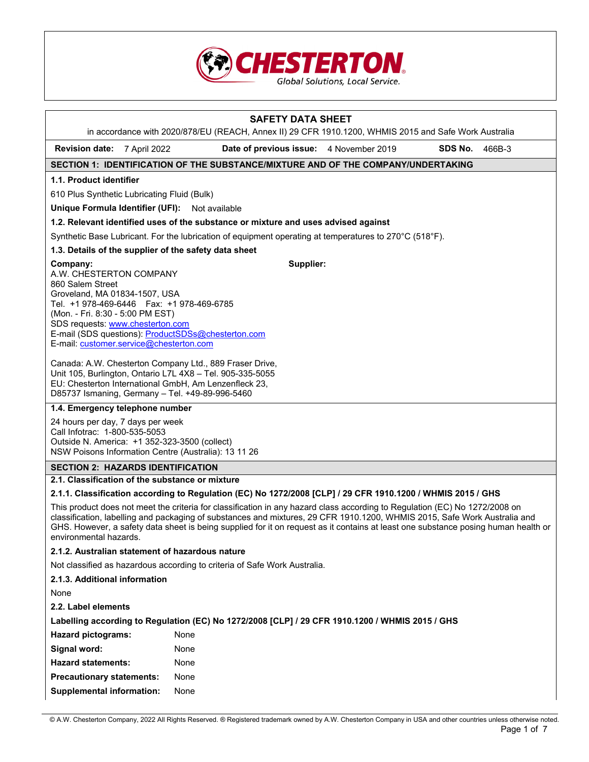CHESTERTON
Global Solutions, Local Service.

# SAFETY DATA SHEET

in accordance with 2020/878/EU (REACH, Annex II) 29 CFR 1910.1200, WHMIS 2015 and Safe Work Australia

**Revision date:** 7 April 2022 **Date of previous issue:** 4 November 2019 **SDS No.** 466B-3

## SECTION 1: IDENTIFICATION OF THE SUBSTANCE/MIXTURE AND OF THE COMPANY/UNDERTAKING

### 1.1. Product identifier

610 Plus Synthetic Lubricating Fluid (Bulk)

**Unique Formula Identifier (UFI):** Not available

### 1.2. Relevant identified uses of the substance or mixture and uses advised against

Synthetic Base Lubricant. For the lubrication of equipment operating at temperatures to 270°C (518°F).

### 1.3. Details of the supplier of the safety data sheet

**Company:**
A.W. CHESTERTON COMPANY
860 Salem Street
Groveland, MA 01834-1507, USA
Tel. +1 978-469-6446 Fax: +1 978-469-6785
(Mon. - Fri. 8:30 - 5:00 PM EST)
SDS requests: www.chesterton.com
E-mail (SDS questions): ProductSDSs@chesterton.com
E-mail: customer.service@chesterton.com

**Supplier:**

Canada: A.W. Chesterton Company Ltd., 889 Fraser Drive, Unit 105, Burlington, Ontario L7L 4X8 – Tel. 905-335-5055
EU: Chesterton International GmbH, Am Lenzenfleck 23, D85737 Ismaning, Germany – Tel. +49-89-996-5460

### 1.4. Emergency telephone number

24 hours per day, 7 days per week
Call Infotrac: 1-800-535-5053
Outside N. America: +1 352-323-3500 (collect)
NSW Poisons Information Centre (Australia): 13 11 26

## SECTION 2: HAZARDS IDENTIFICATION

### 2.1. Classification of the substance or mixture

#### 2.1.1. Classification according to Regulation (EC) No 1272/2008 [CLP] / 29 CFR 1910.1200 / WHMIS 2015 / GHS

This product does not meet the criteria for classification in any hazard class according to Regulation (EC) No 1272/2008 on classification, labelling and packaging of substances and mixtures, 29 CFR 1910.1200, WHMIS 2015, Safe Work Australia and GHS. However, a safety data sheet is being supplied for it on request as it contains at least one substance posing human health or environmental hazards.

#### 2.1.2. Australian statement of hazardous nature

Not classified as hazardous according to criteria of Safe Work Australia.

#### 2.1.3. Additional information

None

### 2.2. Label elements

**Labelling according to Regulation (EC) No 1272/2008 [CLP] / 29 CFR 1910.1200 / WHMIS 2015 / GHS**

**Hazard pictograms:** None

**Signal word:** None

**Hazard statements:** None

**Precautionary statements:** None

**Supplemental information:** None

© A.W. Chesterton Company, 2022 All Rights Reserved. ® Registered trademark owned by A.W. Chesterton Company in USA and other countries unless otherwise noted.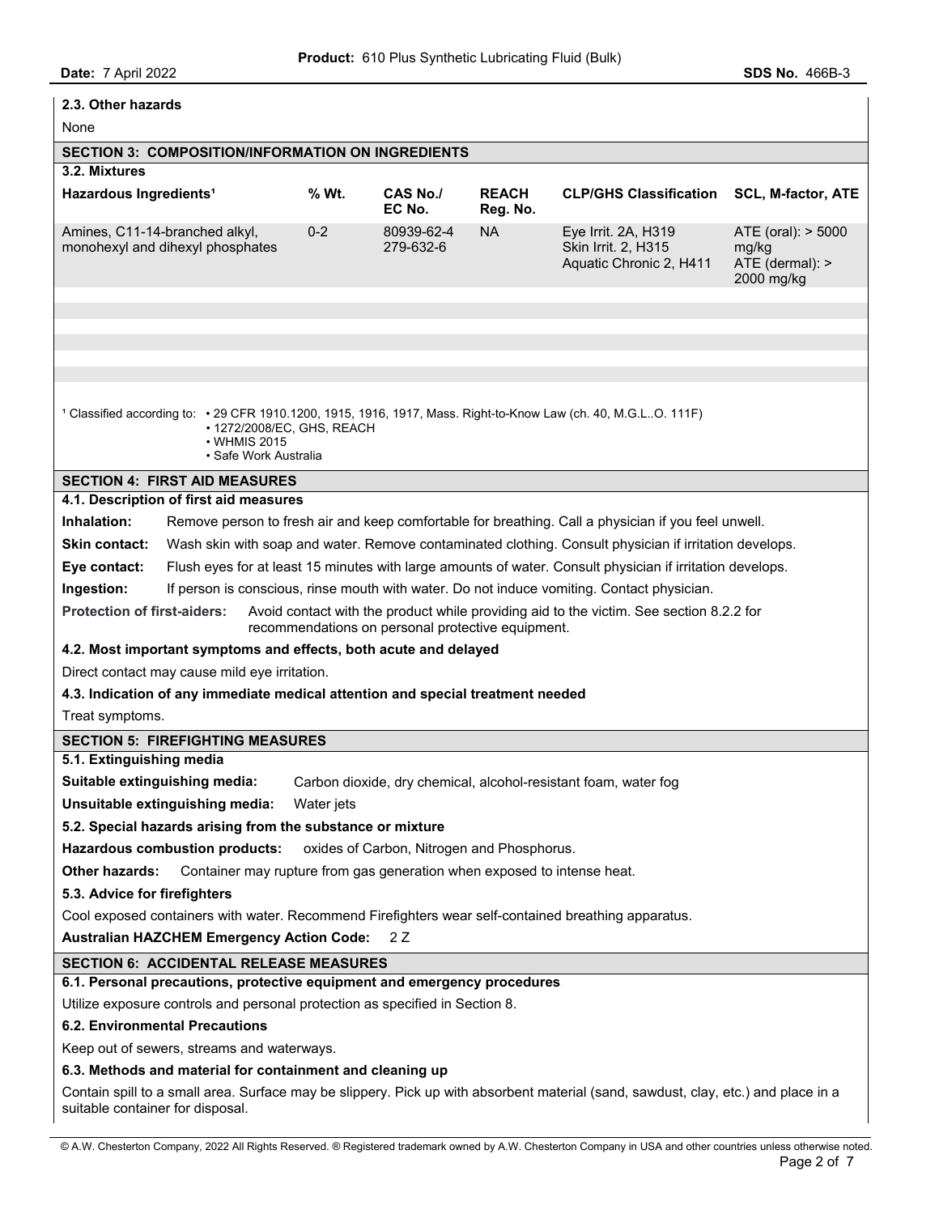### 2.3. Other hazards

None

## SECTION 3: COMPOSITION/INFORMATION ON INGREDIENTS

### 3.2. Mixtures

| Hazardous Ingredients[1] | % Wt. | CAS No./ EC No. | REACH Reg. No. | CLP/GHS Classification | SCL, M-factor, ATE |
|---|---|---|---|---|---|
| Amines, C11-14-branched alkyl, monohexyl and dihexyl phosphates | 0-2 | 80939-62-4 279-632-6 | NA | Eye Irrit. 2A, H319 Skin Irrit. 2, H315 Aquatic Chronic 2, H411 | ATE (oral): > 5000 mg/kg ATE (dermal): > 2000 mg/kg |

[1] Classified according to:
- 29 CFR 1910.1200, 1915, 1916, 1917, Mass. Right-to-Know Law (ch. 40, M.G.L..O. 111F)
- 1272/2008/EC, GHS, REACH
- WHMIS 2015
- Safe Work Australia

## SECTION 4: FIRST AID MEASURES

### 4.1. Description of first aid measures

**Inhalation:** Remove person to fresh air and keep comfortable for breathing. Call a physician if you feel unwell.

**Skin contact:** Wash skin with soap and water. Remove contaminated clothing. Consult physician if irritation develops.

**Eye contact:** Flush eyes for at least 15 minutes with large amounts of water. Consult physician if irritation develops.

**Ingestion:** If person is conscious, rinse mouth with water. Do not induce vomiting. Contact physician.

**Protection of first-aiders:** Avoid contact with the product while providing aid to the victim. See section 8.2.2 for recommendations on personal protective equipment.

### 4.2. Most important symptoms and effects, both acute and delayed

Direct contact may cause mild eye irritation.

### 4.3. Indication of any immediate medical attention and special treatment needed

Treat symptoms.

## SECTION 5: FIREFIGHTING MEASURES

### 5.1. Extinguishing media

**Suitable extinguishing media:** Carbon dioxide, dry chemical, alcohol-resistant foam, water fog

**Unsuitable extinguishing media:** Water jets

### 5.2. Special hazards arising from the substance or mixture

**Hazardous combustion products:** oxides of Carbon, Nitrogen and Phosphorus.

**Other hazards:** Container may rupture from gas generation when exposed to intense heat.

### 5.3. Advice for firefighters

Cool exposed containers with water. Recommend Firefighters wear self-contained breathing apparatus.

**Australian HAZCHEM Emergency Action Code:** 2 Z

## SECTION 6: ACCIDENTAL RELEASE MEASURES

### 6.1. Personal precautions, protective equipment and emergency procedures

Utilize exposure controls and personal protection as specified in Section 8.

### 6.2. Environmental Precautions

Keep out of sewers, streams and waterways.

### 6.3. Methods and material for containment and cleaning up

Contain spill to a small area. Surface may be slippery. Pick up with absorbent material (sand, sawdust, clay, etc.) and place in a suitable container for disposal.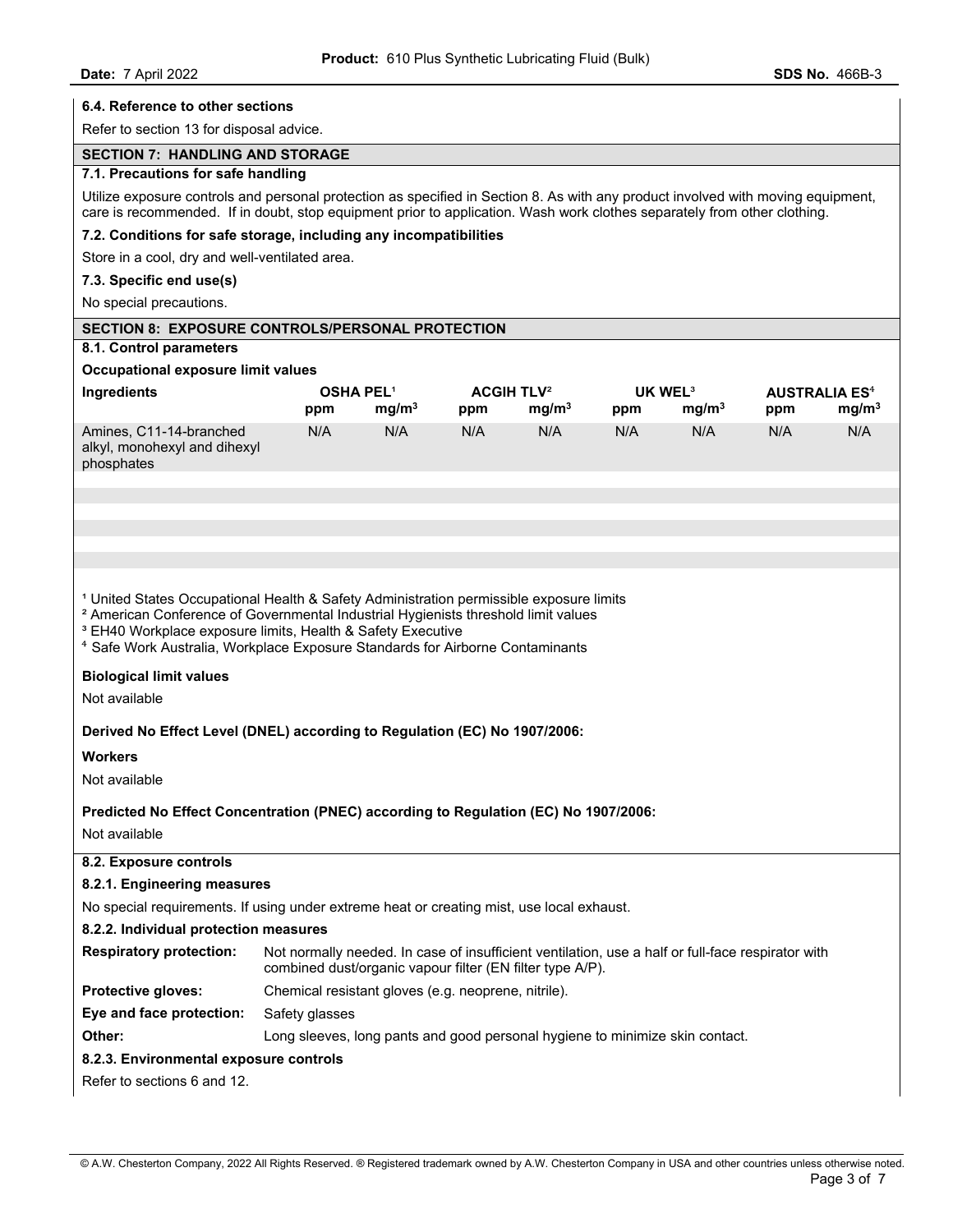### 6.4. Reference to other sections

Refer to section 13 for disposal advice.

## SECTION 7: HANDLING AND STORAGE

### 7.1. Precautions for safe handling

Utilize exposure controls and personal protection as specified in Section 8. As with any product involved with moving equipment, care is recommended. If in doubt, stop equipment prior to application. Wash work clothes separately from other clothing.

### 7.2. Conditions for safe storage, including any incompatibilities

Store in a cool, dry and well-ventilated area.

### 7.3. Specific end use(s)

No special precautions.

## SECTION 8: EXPOSURE CONTROLS/PERSONAL PROTECTION

### 8.1. Control parameters

**Occupational exposure limit values**

| Ingredients | OSHA PEL[1] | | ACGIH TLV[2] | | UK WEL[3] | | AUSTRALIA ES[4] | |
|---|---|---|---|---|---|---|---|---|
| | ppm | $mg/m^3$ | ppm | $mg/m^3$ | ppm | $mg/m^3$ | ppm | $mg/m^3$ |
| Amines, C11-14-branched alkyl, monohexyl and dihexyl phosphates | N/A | N/A | N/A | N/A | N/A | N/A | N/A | N/A |

[1] United States Occupational Health & Safety Administration permissible exposure limits
[2] American Conference of Governmental Industrial Hygienists threshold limit values
[3] EH40 Workplace exposure limits, Health & Safety Executive
[4] Safe Work Australia, Workplace Exposure Standards for Airborne Contaminants

**Biological limit values**

Not available

**Derived No Effect Level (DNEL) according to Regulation (EC) No 1907/2006:**

**Workers**

Not available

**Predicted No Effect Concentration (PNEC) according to Regulation (EC) No 1907/2006:**

Not available

### 8.2. Exposure controls

#### 8.2.1. Engineering measures

No special requirements. If using under extreme heat or creating mist, use local exhaust.

#### 8.2.2. Individual protection measures

**Respiratory protection:** Not normally needed. In case of insufficient ventilation, use a half or full-face respirator with combined dust/organic vapour filter (EN filter type A/P).

**Protective gloves:** Chemical resistant gloves (e.g. neoprene, nitrile).

**Eye and face protection:** Safety glasses

**Other:** Long sleeves, long pants and good personal hygiene to minimize skin contact.

#### 8.2.3. Environmental exposure controls

Refer to sections 6 and 12.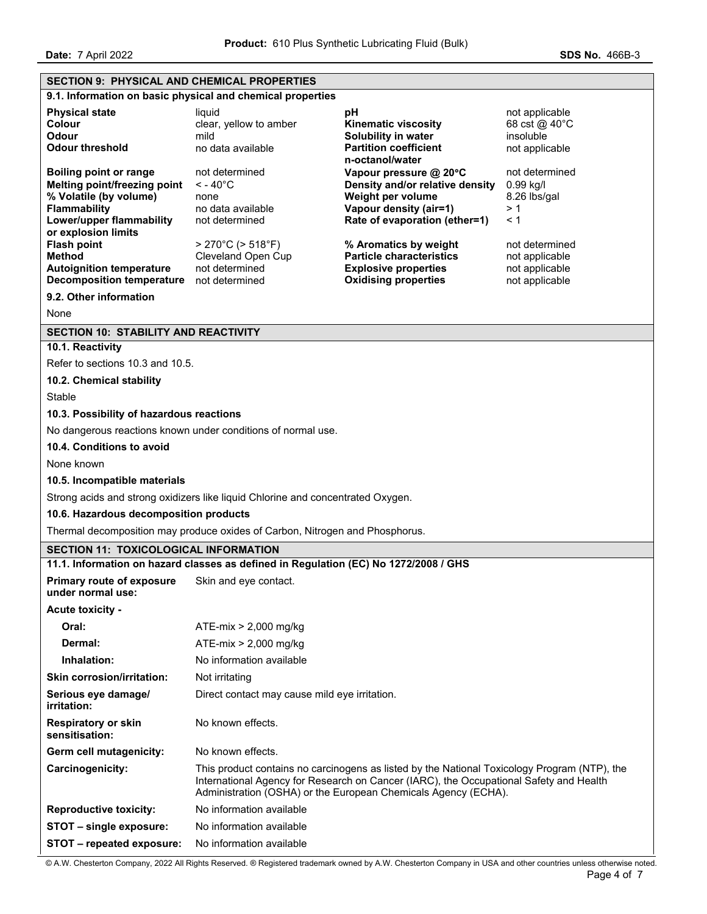## SECTION 9: PHYSICAL AND CHEMICAL PROPERTIES

### 9.1. Information on basic physical and chemical properties

| Property | Value | Property | Value |
|---|---|---|---|
| **Physical state** | liquid | **pH** | not applicable |
| **Colour** | clear, yellow to amber | **Kinematic viscosity** | 68 cst @ 40°C |
| **Odour** | mild | **Solubility in water** | insoluble |
| **Odour threshold** | no data available | **Partition coefficient n-octanol/water** | not applicable |
| **Boiling point or range** | not determined | **Vapour pressure @ 20°C** | not determined |
| **Melting point/freezing point** | < - 40°C | **Density and/or relative density** | 0.99 kg/l |
| **% Volatile (by volume)** | none | **Weight per volume** | 8.26 lbs/gal |
| **Flammability** | no data available | **Vapour density (air=1)** | > 1 |
| **Lower/upper flammability or explosion limits** | not determined | **Rate of evaporation (ether=1)** | < 1 |
| **Flash point** | > 270°C (> 518°F) | **% Aromatics by weight** | not determined |
| **Method** | Cleveland Open Cup | **Particle characteristics** | not applicable |
| **Autoignition temperature** | not determined | **Explosive properties** | not applicable |
| **Decomposition temperature** | not determined | **Oxidising properties** | not applicable |

### 9.2. Other information

None

## SECTION 10: STABILITY AND REACTIVITY

### 10.1. Reactivity

Refer to sections 10.3 and 10.5.

### 10.2. Chemical stability

Stable

### 10.3. Possibility of hazardous reactions

No dangerous reactions known under conditions of normal use.

### 10.4. Conditions to avoid

None known

### 10.5. Incompatible materials

Strong acids and strong oxidizers like liquid Chlorine and concentrated Oxygen.

### 10.6. Hazardous decomposition products

Thermal decomposition may produce oxides of Carbon, Nitrogen and Phosphorus.

## SECTION 11: TOXICOLOGICAL INFORMATION

### 11.1. Information on hazard classes as defined in Regulation (EC) No 1272/2008 / GHS

**Primary route of exposure under normal use:** Skin and eye contact.

**Acute toxicity -**

- **Oral:** ATE-mix > 2,000 mg/kg
- **Dermal:** ATE-mix > 2,000 mg/kg
- **Inhalation:** No information available

**Skin corrosion/irritation:** Not irritating

**Serious eye damage/ irritation:** Direct contact may cause mild eye irritation.

**Respiratory or skin sensitisation:** No known effects.

**Germ cell mutagenicity:** No known effects.

**Carcinogenicity:** This product contains no carcinogens as listed by the National Toxicology Program (NTP), the International Agency for Research on Cancer (IARC), the Occupational Safety and Health Administration (OSHA) or the European Chemicals Agency (ECHA).

**Reproductive toxicity:** No information available

**STOT – single exposure:** No information available

**STOT – repeated exposure:** No information available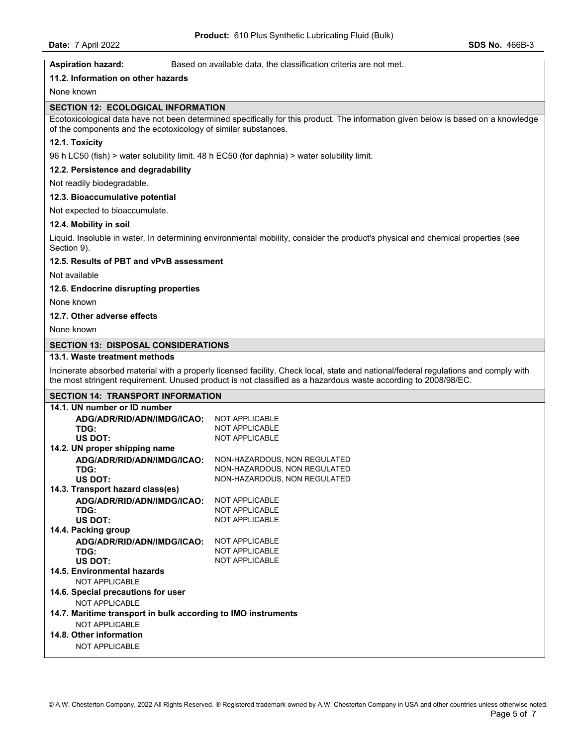**Aspiration hazard:** Based on available data, the classification criteria are not met.

**11.2. Information on other hazards**

None known

## SECTION 12: ECOLOGICAL INFORMATION

Ecotoxicological data have not been determined specifically for this product. The information given below is based on a knowledge of the components and the ecotoxicology of similar substances.

**12.1. Toxicity**

96 h LC50 (fish) > water solubility limit. 48 h EC50 (for daphnia) > water solubility limit.

**12.2. Persistence and degradability**

Not readily biodegradable.

**12.3. Bioaccumulative potential**

Not expected to bioaccumulate.

**12.4. Mobility in soil**

Liquid. Insoluble in water. In determining environmental mobility, consider the product's physical and chemical properties (see Section 9).

**12.5. Results of PBT and vPvB assessment**

Not available

**12.6. Endocrine disrupting properties**

None known

**12.7. Other adverse effects**

None known

## SECTION 13: DISPOSAL CONSIDERATIONS

**13.1. Waste treatment methods**

Incinerate absorbed material with a properly licensed facility. Check local, state and national/federal regulations and comply with the most stringent requirement. Unused product is not classified as a hazardous waste according to 2008/98/EC.

## SECTION 14: TRANSPORT INFORMATION

**14.1. UN number or ID number**

| | |
|---|---|
| **ADG/ADR/RID/ADN/IMDG/ICAO:** | NOT APPLICABLE |
| **TDG:** | NOT APPLICABLE |
| **US DOT:** | NOT APPLICABLE |

**14.2. UN proper shipping name**

| | |
|---|---|
| **ADG/ADR/RID/ADN/IMDG/ICAO:** | NON-HAZARDOUS, NON REGULATED |
| **TDG:** | NON-HAZARDOUS, NON REGULATED |
| **US DOT:** | NON-HAZARDOUS, NON REGULATED |

**14.3. Transport hazard class(es)**

| | |
|---|---|
| **ADG/ADR/RID/ADN/IMDG/ICAO:** | NOT APPLICABLE |
| **TDG:** | NOT APPLICABLE |
| **US DOT:** | NOT APPLICABLE |

**14.4. Packing group**

| | |
|---|---|
| **ADG/ADR/RID/ADN/IMDG/ICAO:** | NOT APPLICABLE |
| **TDG:** | NOT APPLICABLE |
| **US DOT:** | NOT APPLICABLE |

**14.5. Environmental hazards**

NOT APPLICABLE

**14.6. Special precautions for user**

NOT APPLICABLE

**14.7. Maritime transport in bulk according to IMO instruments**

NOT APPLICABLE

**14.8. Other information**

NOT APPLICABLE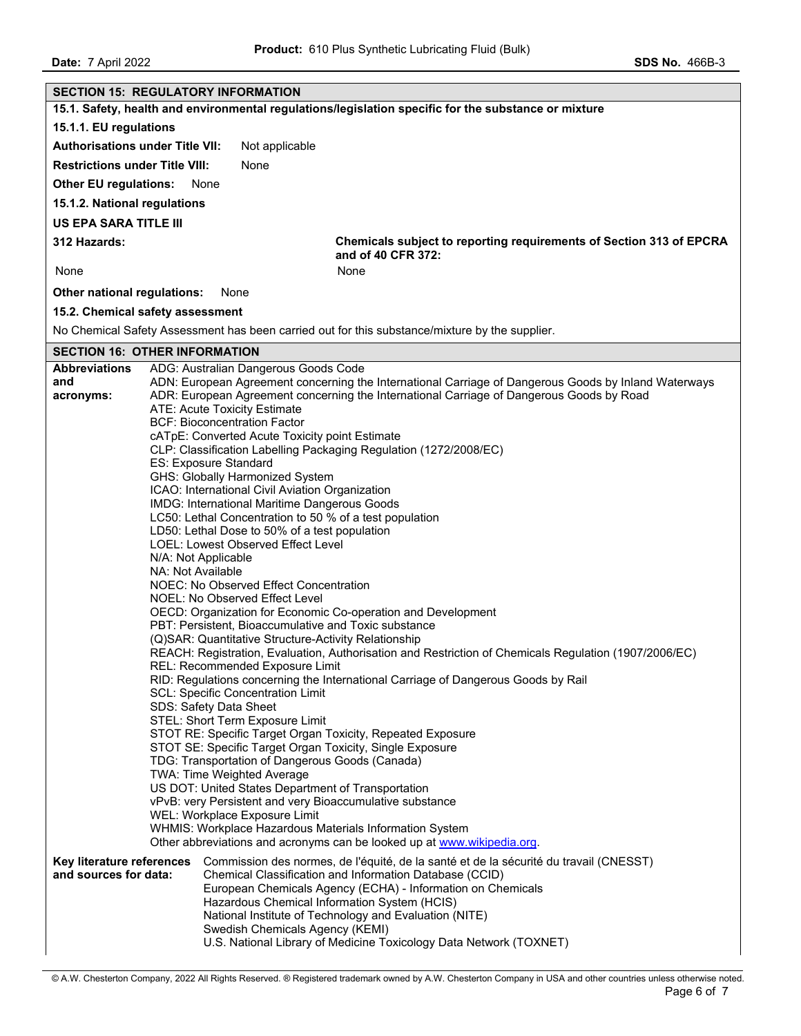## SECTION 15: REGULATORY INFORMATION

**15.1. Safety, health and environmental regulations/legislation specific for the substance or mixture**

**15.1.1. EU regulations**

**Authorisations under Title VII:** Not applicable

**Restrictions under Title VIII:** None

**Other EU regulations:** None

**15.1.2. National regulations**

**US EPA SARA TITLE III**

| 312 Hazards: | Chemicals subject to reporting requirements of Section 313 of EPCRA and of 40 CFR 372: |
|---|---|
| None | None |

**Other national regulations:** None

**15.2. Chemical safety assessment**

No Chemical Safety Assessment has been carried out for this substance/mixture by the supplier.

## SECTION 16: OTHER INFORMATION

**Abbreviations and acronyms:**

ADG: Australian Dangerous Goods Code
ADN: European Agreement concerning the International Carriage of Dangerous Goods by Inland Waterways
ADR: European Agreement concerning the International Carriage of Dangerous Goods by Road
ATE: Acute Toxicity Estimate
BCF: Bioconcentration Factor
cATpE: Converted Acute Toxicity point Estimate
CLP: Classification Labelling Packaging Regulation (1272/2008/EC)
ES: Exposure Standard
GHS: Globally Harmonized System
ICAO: International Civil Aviation Organization
IMDG: International Maritime Dangerous Goods
LC50: Lethal Concentration to 50 % of a test population
LD50: Lethal Dose to 50% of a test population
LOEL: Lowest Observed Effect Level
N/A: Not Applicable
NA: Not Available
NOEC: No Observed Effect Concentration
NOEL: No Observed Effect Level
OECD: Organization for Economic Co-operation and Development
PBT: Persistent, Bioaccumulative and Toxic substance
(Q)SAR: Quantitative Structure-Activity Relationship
REACH: Registration, Evaluation, Authorisation and Restriction of Chemicals Regulation (1907/2006/EC)
REL: Recommended Exposure Limit
RID: Regulations concerning the International Carriage of Dangerous Goods by Rail
SCL: Specific Concentration Limit
SDS: Safety Data Sheet
STEL: Short Term Exposure Limit
STOT RE: Specific Target Organ Toxicity, Repeated Exposure
STOT SE: Specific Target Organ Toxicity, Single Exposure
TDG: Transportation of Dangerous Goods (Canada)
TWA: Time Weighted Average
US DOT: United States Department of Transportation
vPvB: very Persistent and very Bioaccumulative substance
WEL: Workplace Exposure Limit
WHMIS: Workplace Hazardous Materials Information System
Other abbreviations and acronyms can be looked up at www.wikipedia.org.

**Key literature references and sources for data:**

Commission des normes, de l'équité, de la santé et de la sécurité du travail (CNESST)
Chemical Classification and Information Database (CCID)
European Chemicals Agency (ECHA) - Information on Chemicals
Hazardous Chemical Information System (HCIS)
National Institute of Technology and Evaluation (NITE)
Swedish Chemicals Agency (KEMI)
U.S. National Library of Medicine Toxicology Data Network (TOXNET)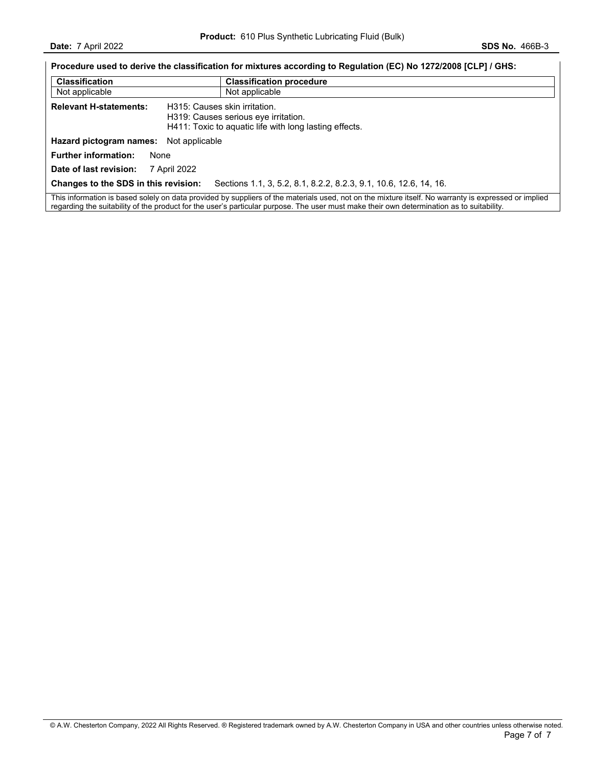**Procedure used to derive the classification for mixtures according to Regulation (EC) No 1272/2008 [CLP] / GHS:**

| Classification | Classification procedure |
|---|---|
| Not applicable | Not applicable |

**Relevant H-statements:** H315: Causes skin irritation.
H319: Causes serious eye irritation.
H411: Toxic to aquatic life with long lasting effects.

**Hazard pictogram names:** Not applicable

**Further information:** None

**Date of last revision:** 7 April 2022

**Changes to the SDS in this revision:** Sections 1.1, 3, 5.2, 8.1, 8.2.2, 8.2.3, 9.1, 10.6, 12.6, 14, 16.

This information is based solely on data provided by suppliers of the materials used, not on the mixture itself. No warranty is expressed or implied regarding the suitability of the product for the user's particular purpose. The user must make their own determination as to suitability.